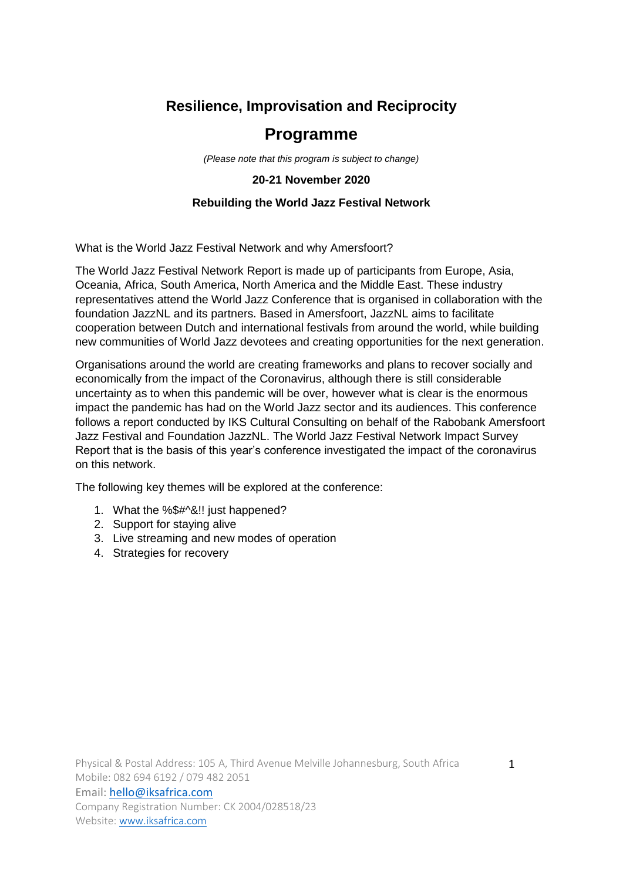# Resilience, Improvisation and Reciprocity

# Programme

*(Please note that this program is subject to change)*

**20-21 November 2020**

**Rebuilding the World Jazz Festival Network**

What is the World Jazz Festival Network and why Amersfoort?

The World Jazz Festival Network Report is made up of participants from Europe, Asia, Oceania, Africa, South America, North America and the Middle East. These industry representatives attend the World Jazz Conference that is organised in collaboration with the foundation JazzNL and its partners. Based in Amersfoort, JazzNL aims to facilitate cooperation between Dutch and international festivals from around the world, while building new communities of World Jazz devotees and creating opportunities for the next generation.

Organisations around the world are creating frameworks and plans to recover socially and economically from the impact of the Coronavirus, although there is still considerable uncertainty as to when this pandemic will be over, however what is clear is the enormous impact the pandemic has had on the World Jazz sector and its audiences. This conference follows a report conducted by IKS Cultural Consulting on behalf of the Rabobank Amersfoort Jazz Festival and Foundation JazzNL. The World Jazz Festival Network Impact Survey Report that is the basis of this year's conference investigated the impact of the coronavirus on this network.

The following key themes will be explored at the conference:

1. What the %$#^&!! just happened?
2. Support for staying alive
3. Live streaming and new modes of operation
4. Strategies for recovery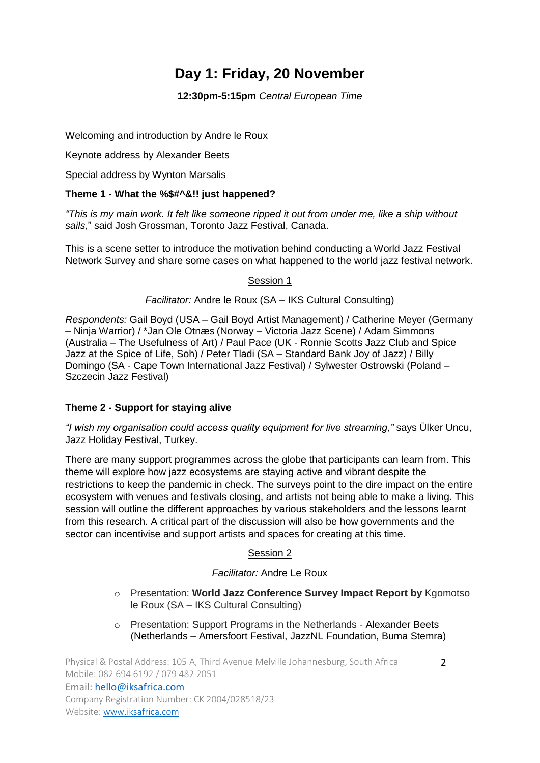# Day 1: Friday, 20 November

**12:30pm-5:15pm** *Central European Time*

Welcoming and introduction by Andre le Roux

Keynote address by Alexander Beets

Special address by Wynton Marsalis

**Theme 1 - What the %$#^&!! just happened?**

*"This is my main work. It felt like someone ripped it out from under me, like a ship without sails*," said Josh Grossman, Toronto Jazz Festival, Canada.

This is a scene setter to introduce the motivation behind conducting a World Jazz Festival Network Survey and share some cases on what happened to the world jazz festival network.

<u>Session 1</u>

*Facilitator:* Andre le Roux (SA – IKS Cultural Consulting)

*Respondents:* Gail Boyd (USA – Gail Boyd Artist Management) / Catherine Meyer (Germany – Ninja Warrior) / *Jan Ole Otnæs (Norway – Victoria Jazz Scene) / Adam Simmons (Australia – The Usefulness of Art) / Paul Pace (UK - Ronnie Scotts Jazz Club and Spice Jazz at the Spice of Life, Soh) / Peter Tladi (SA – Standard Bank Joy of Jazz) / Billy Domingo (SA - Cape Town International Jazz Festival) / Sylwester Ostrowski (Poland – Szczecin Jazz Festival)

**Theme 2 - Support for staying alive**

*"I wish my organisation could access quality equipment for live streaming,"* says Ülker Uncu, Jazz Holiday Festival, Turkey.

There are many support programmes across the globe that participants can learn from. This theme will explore how jazz ecosystems are staying active and vibrant despite the restrictions to keep the pandemic in check. The surveys point to the dire impact on the entire ecosystem with venues and festivals closing, and artists not being able to make a living. This session will outline the different approaches by various stakeholders and the lessons learnt from this research. A critical part of the discussion will also be how governments and the sector can incentivise and support artists and spaces for creating at this time.

<u>Session 2</u>

*Facilitator:* Andre Le Roux

- Presentation: **World Jazz Conference Survey Impact Report by** Kgomotso le Roux (SA – IKS Cultural Consulting)
- Presentation: Support Programs in the Netherlands - Alexander Beets (Netherlands – Amersfoort Festival, JazzNL Foundation, Buma Stemra)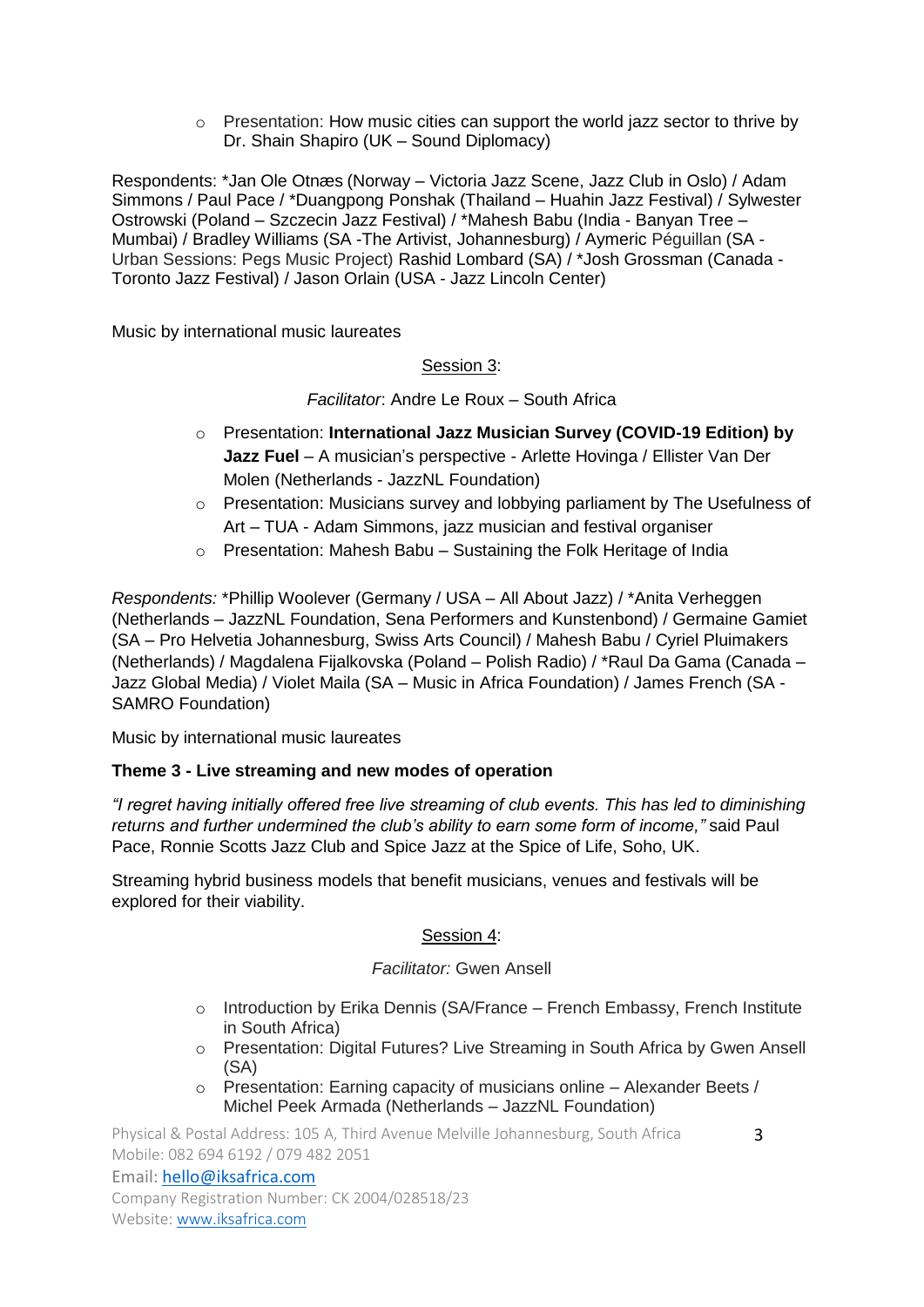- Presentation: How music cities can support the world jazz sector to thrive by Dr. Shain Shapiro (UK – Sound Diplomacy)

Respondents: *Jan Ole Otnæs (Norway – Victoria Jazz Scene, Jazz Club in Oslo) / Adam Simmons / Paul Pace / *Duangpong Ponshak (Thailand – Huahin Jazz Festival) / Sylwester Ostrowski (Poland – Szczecin Jazz Festival) / *Mahesh Babu (India - Banyan Tree – Mumbai) / Bradley Williams (SA -The Artivist, Johannesburg) / Aymeric Péguillan (SA - Urban Sessions: Pegs Music Project) Rashid Lombard (SA) / *Josh Grossman (Canada - Toronto Jazz Festival) / Jason Orlain (USA - Jazz Lincoln Center)

Music by international music laureates

Session 3:

*Facilitator*: Andre Le Roux – South Africa

- Presentation: **International Jazz Musician Survey (COVID-19 Edition) by Jazz Fuel** – A musician's perspective - Arlette Hovinga / Ellister Van Der Molen (Netherlands - JazzNL Foundation)
- Presentation: Musicians survey and lobbying parliament by The Usefulness of Art – TUA - Adam Simmons, jazz musician and festival organiser
- Presentation: Mahesh Babu – Sustaining the Folk Heritage of India

*Respondents:* *Phillip Woolever (Germany / USA – All About Jazz) / *Anita Verheggen (Netherlands – JazzNL Foundation, Sena Performers and Kunstenbond) / Germaine Gamiet (SA – Pro Helvetia Johannesburg, Swiss Arts Council) / Mahesh Babu / Cyriel Pluimakers (Netherlands) / Magdalena Fijalkovska (Poland – Polish Radio) / *Raul Da Gama (Canada – Jazz Global Media) / Violet Maila (SA – Music in Africa Foundation) / James French (SA - SAMRO Foundation)

Music by international music laureates

**Theme 3 - Live streaming and new modes of operation**

*"I regret having initially offered free live streaming of club events. This has led to diminishing returns and further undermined the club's ability to earn some form of income,"* said Paul Pace, Ronnie Scotts Jazz Club and Spice Jazz at the Spice of Life, Soho, UK.

Streaming hybrid business models that benefit musicians, venues and festivals will be explored for their viability.

Session 4:

*Facilitator:* Gwen Ansell

- Introduction by Erika Dennis (SA/France – French Embassy, French Institute in South Africa)
- Presentation: Digital Futures? Live Streaming in South Africa by Gwen Ansell (SA)
- Presentation: Earning capacity of musicians online – Alexander Beets / Michel Peek Armada (Netherlands – JazzNL Foundation)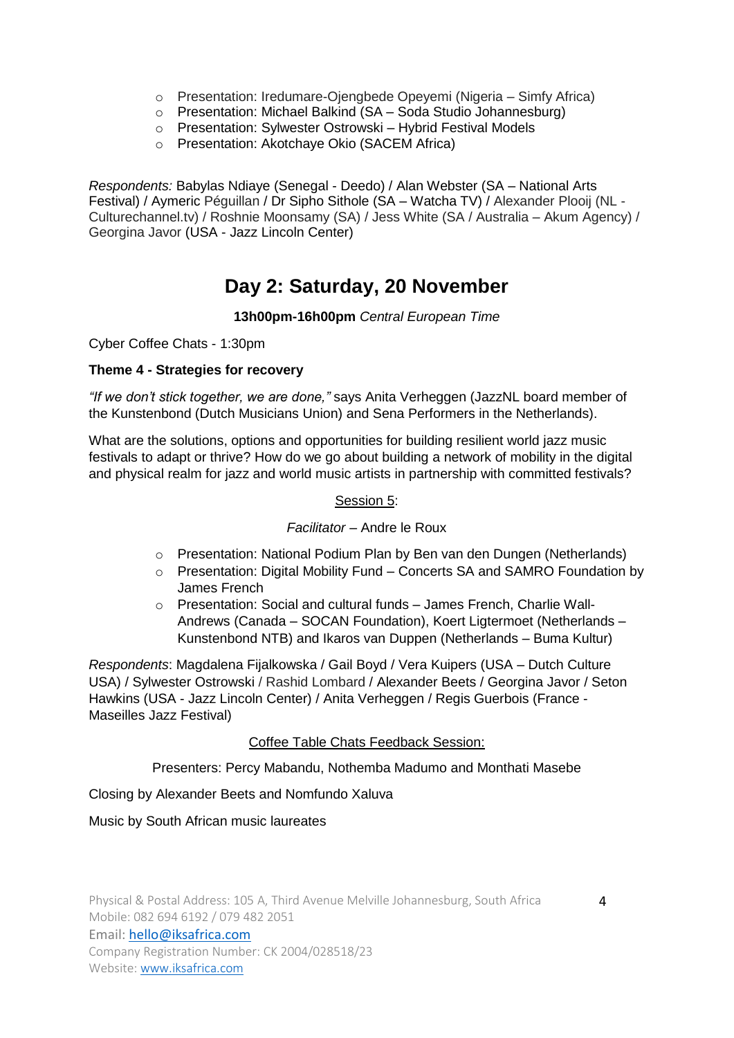- Presentation: Iredumare-Ojengbede Opeyemi (Nigeria – Simfy Africa)
- Presentation: Michael Balkind (SA – Soda Studio Johannesburg)
- Presentation: Sylwester Ostrowski – Hybrid Festival Models
- Presentation: Akotchaye Okio (SACEM Africa)

*Respondents:* Babylas Ndiaye (Senegal - Deedo) / Alan Webster (SA – National Arts Festival) / Aymeric Péguillan / Dr Sipho Sithole (SA – Watcha TV) / Alexander Plooij (NL - Culturechannel.tv) / Roshnie Moonsamy (SA) / Jess White (SA / Australia – Akum Agency) / Georgina Javor (USA - Jazz Lincoln Center)

## Day 2: Saturday, 20 November

**13h00pm-16h00pm** *Central European Time*

Cyber Coffee Chats - 1:30pm

**Theme 4 - Strategies for recovery**

*"If we don't stick together, we are done,"* says Anita Verheggen (JazzNL board member of the Kunstenbond (Dutch Musicians Union) and Sena Performers in the Netherlands).

What are the solutions, options and opportunities for building resilient world jazz music festivals to adapt or thrive? How do we go about building a network of mobility in the digital and physical realm for jazz and world music artists in partnership with committed festivals?

Session 5:

*Facilitator* – Andre le Roux

- Presentation: National Podium Plan by Ben van den Dungen (Netherlands)
- Presentation: Digital Mobility Fund – Concerts SA and SAMRO Foundation by James French
- Presentation: Social and cultural funds – James French, Charlie Wall-Andrews (Canada – SOCAN Foundation), Koert Ligtermoet (Netherlands – Kunstenbond NTB) and Ikaros van Duppen (Netherlands – Buma Kultur)

*Respondents*: Magdalena Fijalkowska / Gail Boyd / Vera Kuipers (USA – Dutch Culture USA) / Sylwester Ostrowski / Rashid Lombard / Alexander Beets / Georgina Javor / Seton Hawkins (USA - Jazz Lincoln Center) / Anita Verheggen / Regis Guerbois (France - Maseilles Jazz Festival)

Coffee Table Chats Feedback Session:

Presenters: Percy Mabandu, Nothemba Madumo and Monthati Masebe

Closing by Alexander Beets and Nomfundo Xaluva

Music by South African music laureates

Physical & Postal Address: 105 A, Third Avenue Melville Johannesburg, South Africa
Mobile: 082 694 6192 / 079 482 2051
Email: hello@iksafrica.com
Company Registration Number: CK 2004/028518/23
Website: www.iksafrica.com